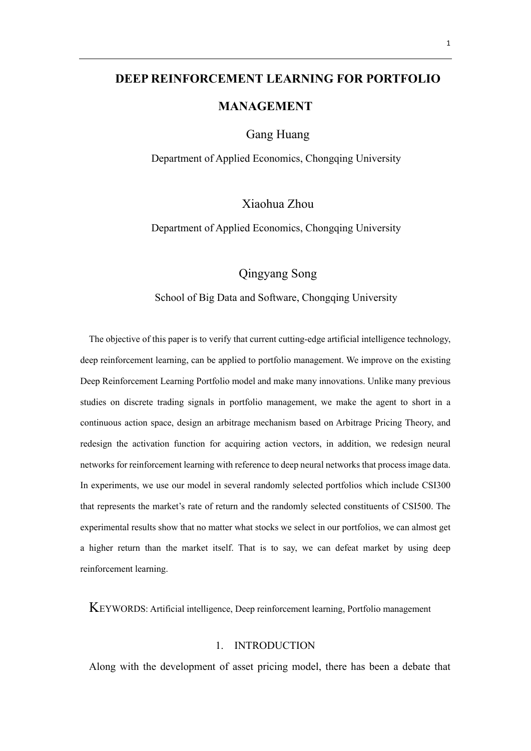# DEEP REINFORCEMENT LEARNING FOR PORTFOLIO MANAGEMENT

Gang Huang

Department of Applied Economics, Chongqing University

Xiaohua Zhou

Department of Applied Economics, Chongqing University

Qingyang Song

School of Big Data and Software, Chongqing University

The objective of this paper is to verify that current cutting-edge artificial intelligence technology, deep reinforcement learning, can be applied to portfolio management. We improve on the existing Deep Reinforcement Learning Portfolio model and make many innovations. Unlike many previous studies on discrete trading signals in portfolio management, we make the agent to short in a continuous action space, design an arbitrage mechanism based on Arbitrage Pricing Theory, and redesign the activation function for acquiring action vectors, in addition, we redesign neural networks for reinforcement learning with reference to deep neural networks that process image data. In experiments, we use our model in several randomly selected portfolios which include CSI300 that represents the market's rate of return and the randomly selected constituents of CSI500. The experimental results show that no matter what stocks we select in our portfolios, we can almost get a higher return than the market itself. That is to say, we can defeat market by using deep reinforcement learning.

KEYWORDS: Artificial intelligence, Deep reinforcement learning, Portfolio management

## 1. INTRODUCTION

Along with the development of asset pricing model, there has been a debate that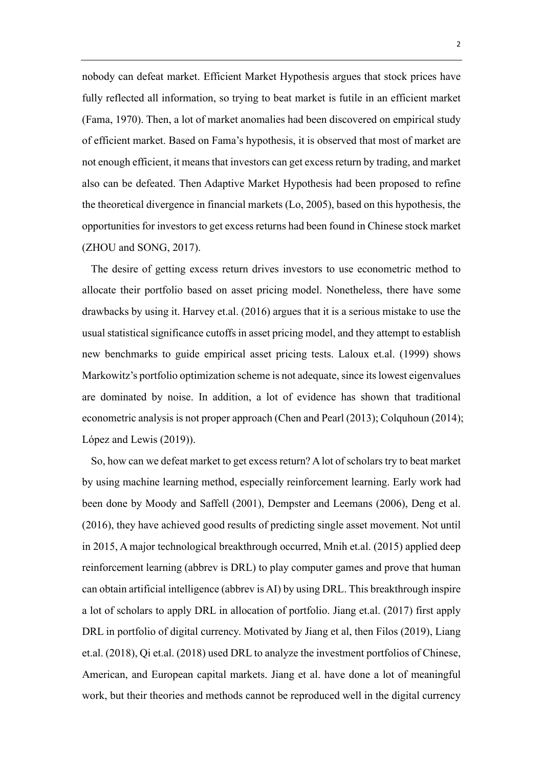nobody can defeat market. Efficient Market Hypothesis argues that stock prices have fully reflected all information, so trying to beat market is futile in an efficient market (Fama, 1970). Then, a lot of market anomalies had been discovered on empirical study of efficient market. Based on Fama's hypothesis, it is observed that most of market are not enough efficient, it means that investors can get excess return by trading, and market also can be defeated. Then Adaptive Market Hypothesis had been proposed to refine the theoretical divergence in financial markets (Lo, 2005), based on this hypothesis, the opportunities for investors to get excess returns had been found in Chinese stock market (ZHOU and SONG, 2017).

The desire of getting excess return drives investors to use econometric method to allocate their portfolio based on asset pricing model. Nonetheless, there have some drawbacks by using it. Harvey et.al. (2016) argues that it is a serious mistake to use the usual statistical significance cutoffs in asset pricing model, and they attempt to establish new benchmarks to guide empirical asset pricing tests. Laloux et.al. (1999) shows Markowitz's portfolio optimization scheme is not adequate, since its lowest eigenvalues are dominated by noise. In addition, a lot of evidence has shown that traditional econometric analysis is not proper approach (Chen and Pearl (2013); Colquhoun (2014); López and Lewis (2019)).

So, how can we defeat market to get excess return? A lot of scholars try to beat market by using machine learning method, especially reinforcement learning. Early work had been done by Moody and Saffell (2001), Dempster and Leemans (2006), Deng et al. (2016), they have achieved good results of predicting single asset movement. Not until in 2015, A major technological breakthrough occurred, Mnih et.al. (2015) applied deep reinforcement learning (abbrev is DRL) to play computer games and prove that human can obtain artificial intelligence (abbrev is AI) by using DRL. This breakthrough inspire a lot of scholars to apply DRL in allocation of portfolio. Jiang et.al. (2017) first apply DRL in portfolio of digital currency. Motivated by Jiang et al, then Filos (2019), Liang et.al. (2018), Qi et.al. (2018) used DRL to analyze the investment portfolios of Chinese, American, and European capital markets. Jiang et al. have done a lot of meaningful work, but their theories and methods cannot be reproduced well in the digital currency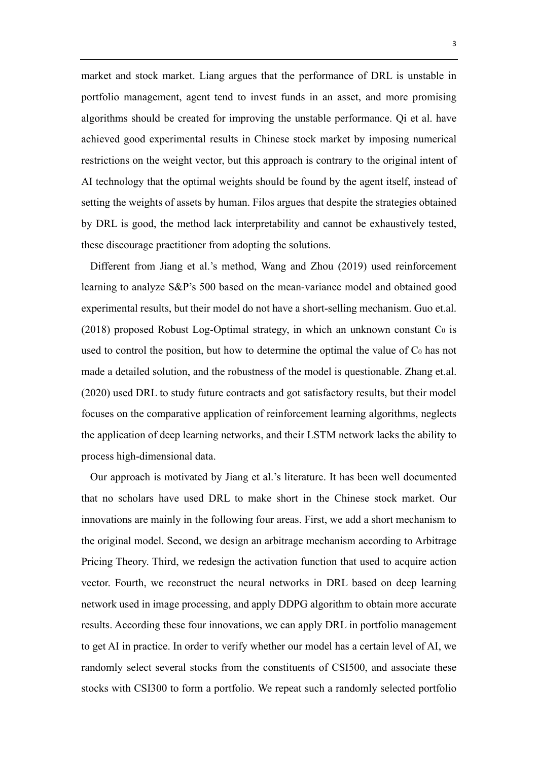market and stock market. Liang argues that the performance of DRL is unstable in portfolio management, agent tend to invest funds in an asset, and more promising algorithms should be created for improving the unstable performance. Qi et al. have achieved good experimental results in Chinese stock market by imposing numerical restrictions on the weight vector, but this approach is contrary to the original intent of AI technology that the optimal weights should be found by the agent itself, instead of setting the weights of assets by human. Filos argues that despite the strategies obtained by DRL is good, the method lack interpretability and cannot be exhaustively tested, these discourage practitioner from adopting the solutions.

Different from Jiang et al.'s method, Wang and Zhou (2019) used reinforcement learning to analyze S&P's 500 based on the mean-variance model and obtained good experimental results, but their model do not have a short-selling mechanism. Guo et.al. (2018) proposed Robust Log-Optimal strategy, in which an unknown constant $C_0$ is used to control the position, but how to determine the optimal the value of $C_0$ has not made a detailed solution, and the robustness of the model is questionable. Zhang et.al. (2020) used DRL to study future contracts and got satisfactory results, but their model focuses on the comparative application of reinforcement learning algorithms, neglects the application of deep learning networks, and their LSTM network lacks the ability to process high-dimensional data.

Our approach is motivated by Jiang et al.'s literature. It has been well documented that no scholars have used DRL to make short in the Chinese stock market. Our innovations are mainly in the following four areas. First, we add a short mechanism to the original model. Second, we design an arbitrage mechanism according to Arbitrage Pricing Theory. Third, we redesign the activation function that used to acquire action vector. Fourth, we reconstruct the neural networks in DRL based on deep learning network used in image processing, and apply DDPG algorithm to obtain more accurate results. According these four innovations, we can apply DRL in portfolio management to get AI in practice. In order to verify whether our model has a certain level of AI, we randomly select several stocks from the constituents of CSI500, and associate these stocks with CSI300 to form a portfolio. We repeat such a randomly selected portfolio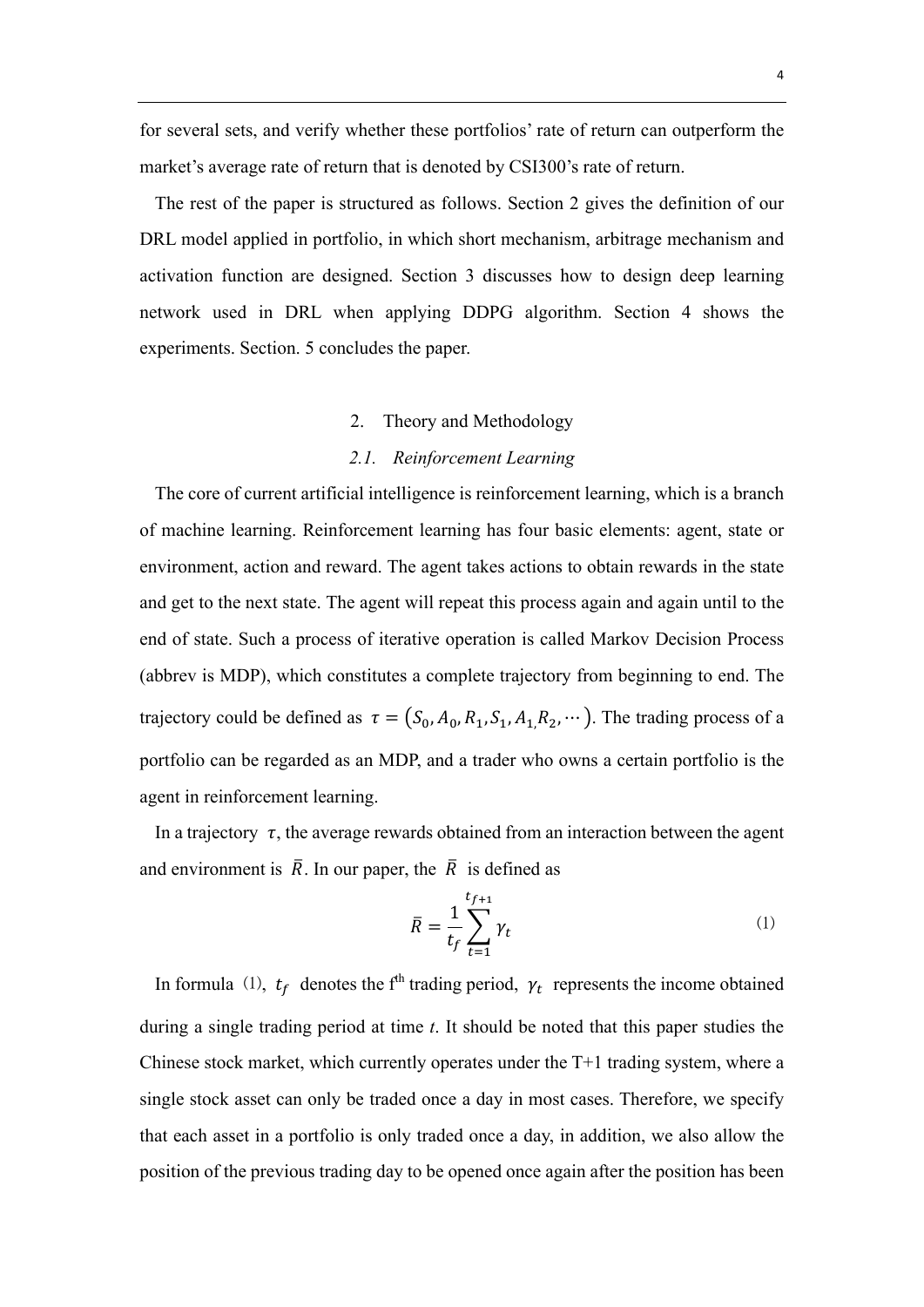for several sets, and verify whether these portfolios' rate of return can outperform the market's average rate of return that is denoted by CSI300's rate of return.

The rest of the paper is structured as follows. Section 2 gives the definition of our DRL model applied in portfolio, in which short mechanism, arbitrage mechanism and activation function are designed. Section 3 discusses how to design deep learning network used in DRL when applying DDPG algorithm. Section 4 shows the experiments. Section. 5 concludes the paper.

## 2. Theory and Methodology

### *2.1. Reinforcement Learning*

The core of current artificial intelligence is reinforcement learning, which is a branch of machine learning. Reinforcement learning has four basic elements: agent, state or environment, action and reward. The agent takes actions to obtain rewards in the state and get to the next state. The agent will repeat this process again and again until to the end of state. Such a process of iterative operation is called Markov Decision Process (abbrev is MDP), which constitutes a complete trajectory from beginning to end. The trajectory could be defined as $\tau = (S_0, A_0, R_1, S_1, A_1, R_2, \cdots)$. The trading process of a portfolio can be regarded as an MDP, and a trader who owns a certain portfolio is the agent in reinforcement learning.

In a trajectory $\tau$, the average rewards obtained from an interaction between the agent and environment is $\bar{R}$. In our paper, the $\bar{R}$ is defined as

$$\bar{R} = \frac{1}{t_f} \sum_{t=1}^{t_{f+1}} \gamma_t \tag{1}$$

In formula (1), $t_f$ denotes the f^th^ trading period, $\gamma_t$ represents the income obtained during a single trading period at time *t*. It should be noted that this paper studies the Chinese stock market, which currently operates under the T+1 trading system, where a single stock asset can only be traded once a day in most cases. Therefore, we specify that each asset in a portfolio is only traded once a day, in addition, we also allow the position of the previous trading day to be opened once again after the position has been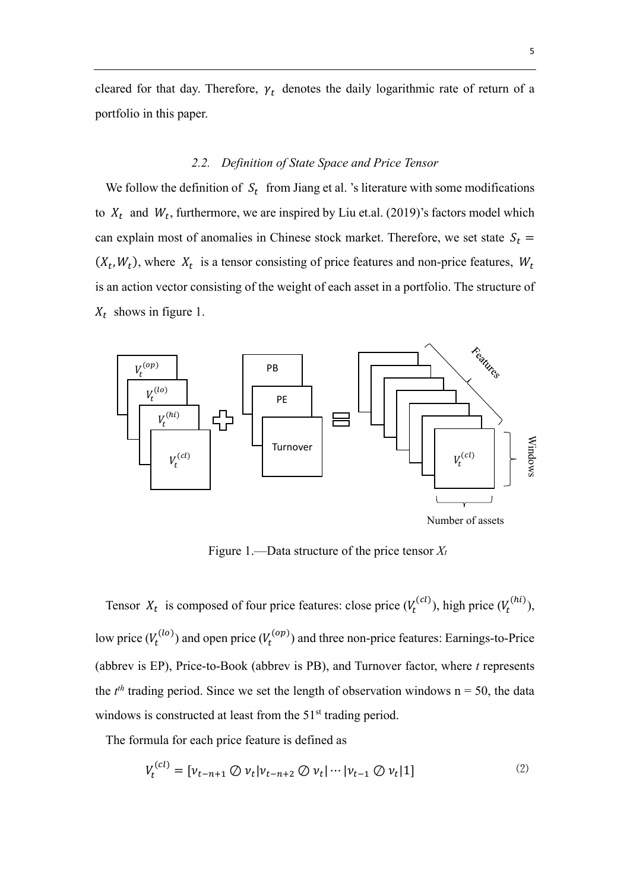cleared for that day. Therefore, $\gamma_t$ denotes the daily logarithmic rate of return of a portfolio in this paper.

### *2.2. Definition of State Space and Price Tensor*

We follow the definition of $S_t$ from Jiang et al. 's literature with some modifications to $X_t$ and $W_t$, furthermore, we are inspired by Liu et.al. (2019)'s factors model which can explain most of anomalies in Chinese stock market. Therefore, we set state $S_t = (X_t, W_t)$, where $X_t$ is a tensor consisting of price features and non-price features, $W_t$ is an action vector consisting of the weight of each asset in a portfolio. The structure of $X_t$ shows in figure 1.

Figure 1.—Data structure of the price tensor $X_t$

Tensor $X_t$ is composed of four price features: close price ($V_t^{(cl)}$), high price ($V_t^{(hi)}$), low price ($V_t^{(lo)}$) and open price ($V_t^{(op)}$) and three non-price features: Earnings-to-Price (abbrev is EP), Price-to-Book (abbrev is PB), and Turnover factor, where *t* represents the *t*th trading period. Since we set the length of observation windows n = 50, the data windows is constructed at least from the 51st trading period.

The formula for each price feature is defined as

$$V_t^{(cl)} = [v_{t-n+1} \oslash v_t | v_{t-n+2} \oslash v_t | \cdots | v_{t-1} \oslash v_t | 1] \tag{2}$$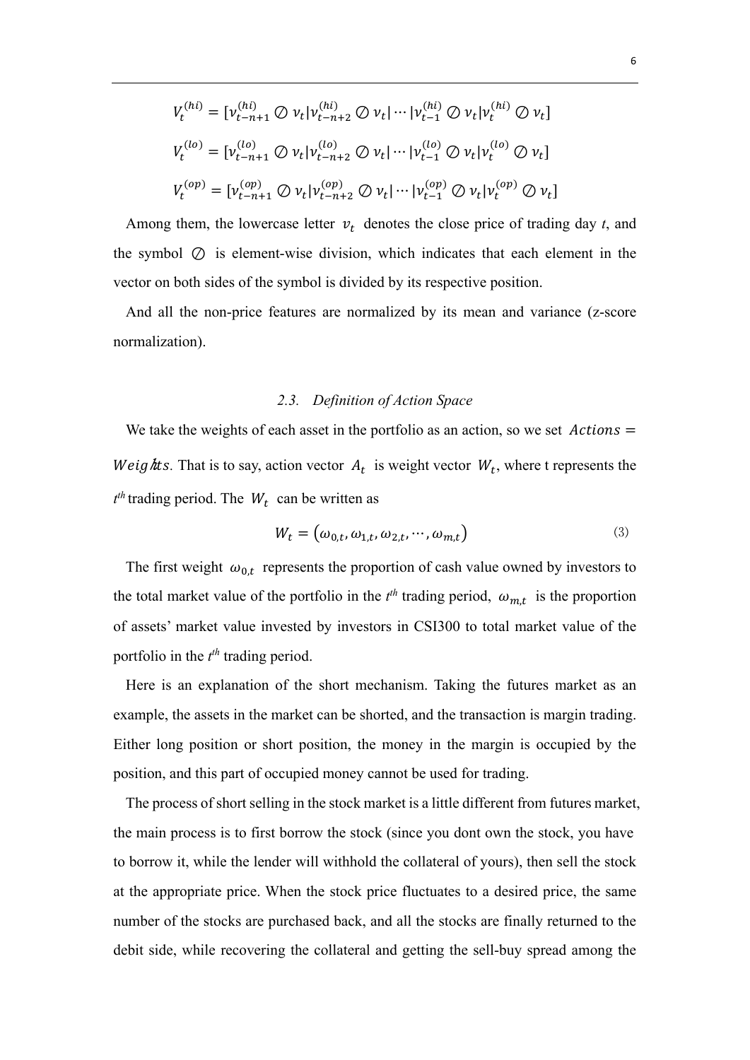$$V_t^{(hi)} = [v_{t-n+1}^{(hi)} \oslash v_t | v_{t-n+2}^{(hi)} \oslash v_t | \cdots | v_{t-1}^{(hi)} \oslash v_t | v_t^{(hi)} \oslash v_t]$$

$$V_t^{(lo)} = [v_{t-n+1}^{(lo)} \oslash v_t | v_{t-n+2}^{(lo)} \oslash v_t | \cdots | v_{t-1}^{(lo)} \oslash v_t | v_t^{(lo)} \oslash v_t]$$

$$V_t^{(op)} = [v_{t-n+1}^{(op)} \oslash v_t | v_{t-n+2}^{(op)} \oslash v_t | \cdots | v_{t-1}^{(op)} \oslash v_t | v_t^{(op)} \oslash v_t]$$

Among them, the lowercase letter $v_t$ denotes the close price of trading day *t*, and the symbol $\oslash$ is element-wise division, which indicates that each element in the vector on both sides of the symbol is divided by its respective position.

And all the non-price features are normalized by its mean and variance (z-score normalization).

### *2.3. Definition of Action Space*

We take the weights of each asset in the portfolio as an action, so we set $Actions = Weights$. That is to say, action vector $A_t$ is weight vector $W_t$, where t represents the *t*th trading period. The $W_t$ can be written as

$$W_t = (\omega_{0,t}, \omega_{1,t}, \omega_{2,t}, \cdots, \omega_{m,t}) \tag{3}$$

The first weight $\omega_{0,t}$ represents the proportion of cash value owned by investors to the total market value of the portfolio in the *t*th trading period, $\omega_{m,t}$ is the proportion of assets' market value invested by investors in CSI300 to total market value of the portfolio in the *t*th trading period.

Here is an explanation of the short mechanism. Taking the futures market as an example, the assets in the market can be shorted, and the transaction is margin trading. Either long position or short position, the money in the margin is occupied by the position, and this part of occupied money cannot be used for trading.

The process of short selling in the stock market is a little different from futures market, the main process is to first borrow the stock (since you dont own the stock, you have to borrow it, while the lender will withhold the collateral of yours), then sell the stock at the appropriate price. When the stock price fluctuates to a desired price, the same number of the stocks are purchased back, and all the stocks are finally returned to the debit side, while recovering the collateral and getting the sell-buy spread among the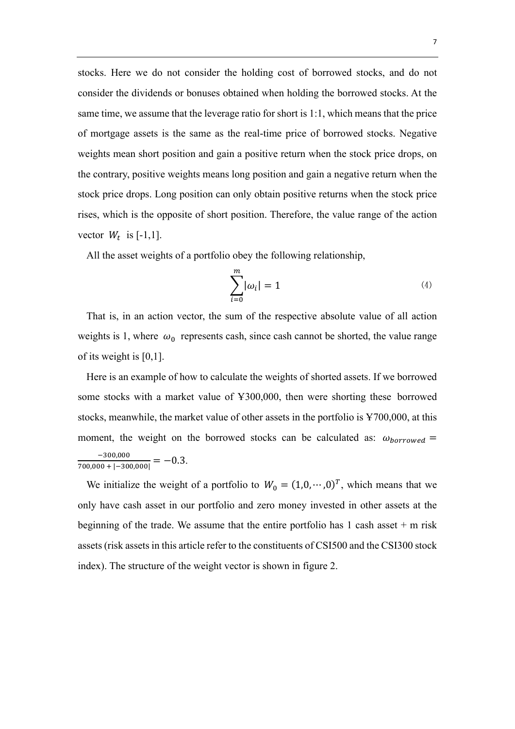stocks. Here we do not consider the holding cost of borrowed stocks, and do not consider the dividends or bonuses obtained when holding the borrowed stocks. At the same time, we assume that the leverage ratio for short is 1:1, which means that the price of mortgage assets is the same as the real-time price of borrowed stocks. Negative weights mean short position and gain a positive return when the stock price drops, on the contrary, positive weights means long position and gain a negative return when the stock price drops. Long position can only obtain positive returns when the stock price rises, which is the opposite of short position. Therefore, the value range of the action vector $W_t$ is [-1,1].

All the asset weights of a portfolio obey the following relationship,

$$\sum_{i=0}^{m} |\omega_i| = 1 \tag{4}$$

That is, in an action vector, the sum of the respective absolute value of all action weights is 1, where $\omega_0$ represents cash, since cash cannot be shorted, the value range of its weight is [0,1].

Here is an example of how to calculate the weights of shorted assets. If we borrowed some stocks with a market value of ¥300,000, then were shorting these borrowed stocks, meanwhile, the market value of other assets in the portfolio is ¥700,000, at this moment, the weight on the borrowed stocks can be calculated as: $\omega_{borrowed} = \frac{-300{,}000}{700{,}000 + |-300{,}000|} = -0.3$.

We initialize the weight of a portfolio to $W_0 = (1, 0, \cdots, 0)^T$, which means that we only have cash asset in our portfolio and zero money invested in other assets at the beginning of the trade. We assume that the entire portfolio has 1 cash asset + m risk assets (risk assets in this article refer to the constituents of CSI500 and the CSI300 stock index). The structure of the weight vector is shown in figure 2.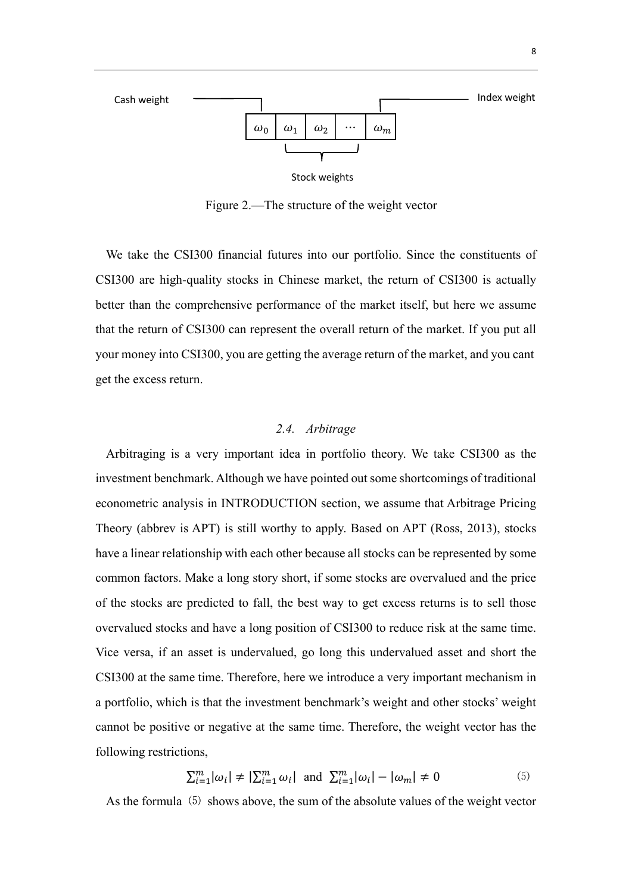Cash weight | $\omega_0$ | $\omega_1$ | $\omega_2$ | $\cdots$ | $\omega_m$ | Index weight

Stock weights

Figure 2.—The structure of the weight vector

We take the CSI300 financial futures into our portfolio. Since the constituents of CSI300 are high-quality stocks in Chinese market, the return of CSI300 is actually better than the comprehensive performance of the market itself, but here we assume that the return of CSI300 can represent the overall return of the market. If you put all your money into CSI300, you are getting the average return of the market, and you cant get the excess return.

### *2.4. Arbitrage*

Arbitraging is a very important idea in portfolio theory. We take CSI300 as the investment benchmark. Although we have pointed out some shortcomings of traditional econometric analysis in INTRODUCTION section, we assume that Arbitrage Pricing Theory (abbrev is APT) is still worthy to apply. Based on APT (Ross, 2013), stocks have a linear relationship with each other because all stocks can be represented by some common factors. Make a long story short, if some stocks are overvalued and the price of the stocks are predicted to fall, the best way to get excess returns is to sell those overvalued stocks and have a long position of CSI300 to reduce risk at the same time. Vice versa, if an asset is undervalued, go long this undervalued asset and short the CSI300 at the same time. Therefore, here we introduce a very important mechanism in a portfolio, which is that the investment benchmark's weight and other stocks' weight cannot be positive or negative at the same time. Therefore, the weight vector has the following restrictions,

$$\sum_{i=1}^{m}|\omega_i| \neq |\sum_{i=1}^{m}\omega_i| \text{ and } \sum_{i=1}^{m}|\omega_i| - |\omega_m| \neq 0 \tag{5}$$

As the formula (5) shows above, the sum of the absolute values of the weight vector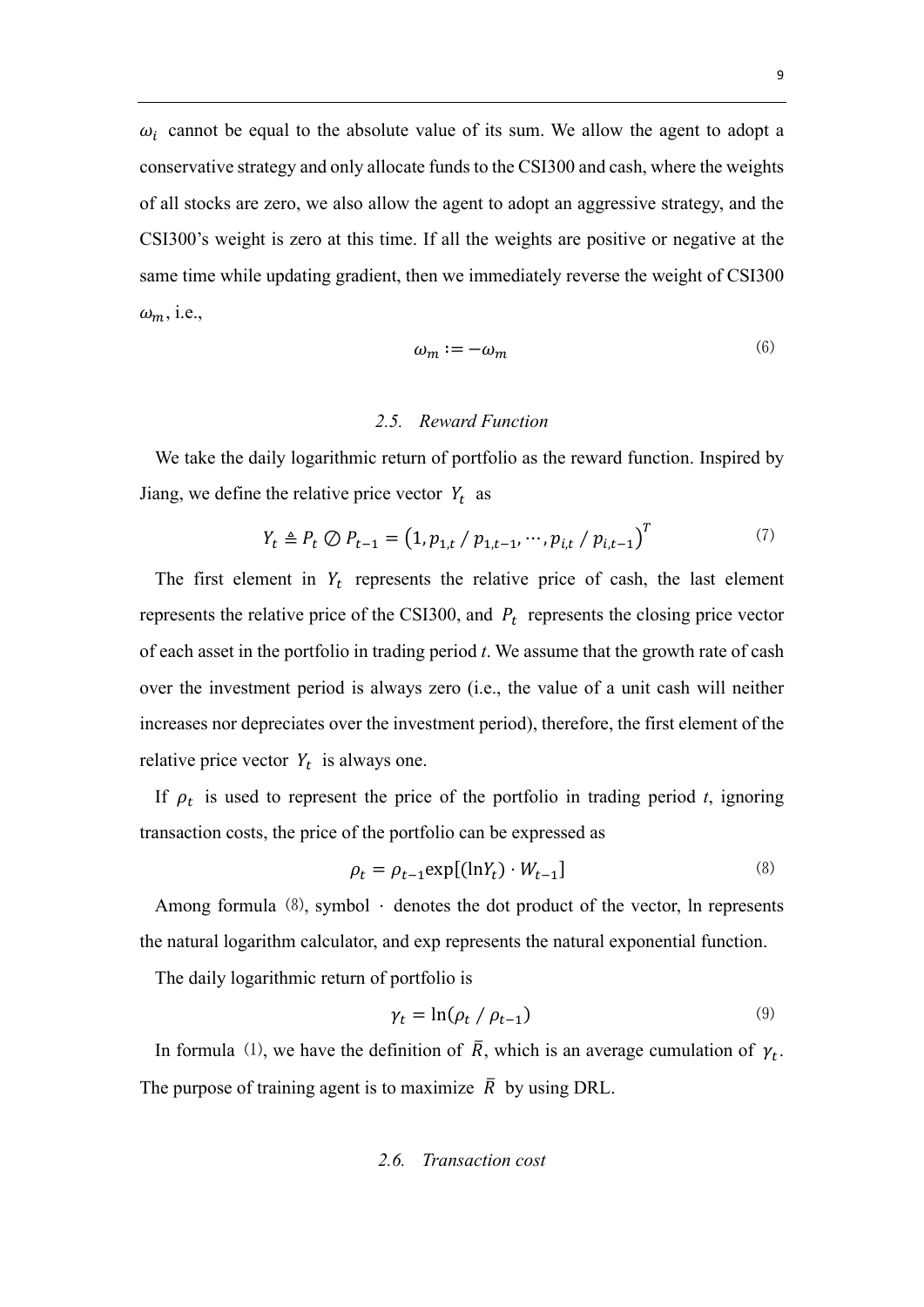$\omega_i$ cannot be equal to the absolute value of its sum. We allow the agent to adopt a conservative strategy and only allocate funds to the CSI300 and cash, where the weights of all stocks are zero, we also allow the agent to adopt an aggressive strategy, and the CSI300's weight is zero at this time. If all the weights are positive or negative at the same time while updating gradient, then we immediately reverse the weight of CSI300 $\omega_m$, i.e.,

$$\omega_m := -\omega_m \tag{6}$$

### 2.5. *Reward Function*

We take the daily logarithmic return of portfolio as the reward function. Inspired by Jiang, we define the relative price vector $Y_t$ as

$$Y_t \triangleq P_t \oslash P_{t-1} = \left(1, p_{1,t} / p_{1,t-1}, \cdots, p_{i,t} / p_{i,t-1}\right)^T \tag{7}$$

The first element in $Y_t$ represents the relative price of cash, the last element represents the relative price of the CSI300, and $P_t$ represents the closing price vector of each asset in the portfolio in trading period *t*. We assume that the growth rate of cash over the investment period is always zero (i.e., the value of a unit cash will neither increases nor depreciates over the investment period), therefore, the first element of the relative price vector $Y_t$ is always one.

If $\rho_t$ is used to represent the price of the portfolio in trading period *t*, ignoring transaction costs, the price of the portfolio can be expressed as

$$\rho_t = \rho_{t-1} \exp[(\ln Y_t) \cdot W_{t-1}] \tag{8}$$

Among formula (8), symbol $\cdot$ denotes the dot product of the vector, ln represents the natural logarithm calculator, and exp represents the natural exponential function.

The daily logarithmic return of portfolio is

$$\gamma_t = \ln(\rho_t / \rho_{t-1}) \tag{9}$$

In formula (1), we have the definition of $\bar{R}$, which is an average cumulation of $\gamma_t$. The purpose of training agent is to maximize $\bar{R}$ by using DRL.

### 2.6. *Transaction cost*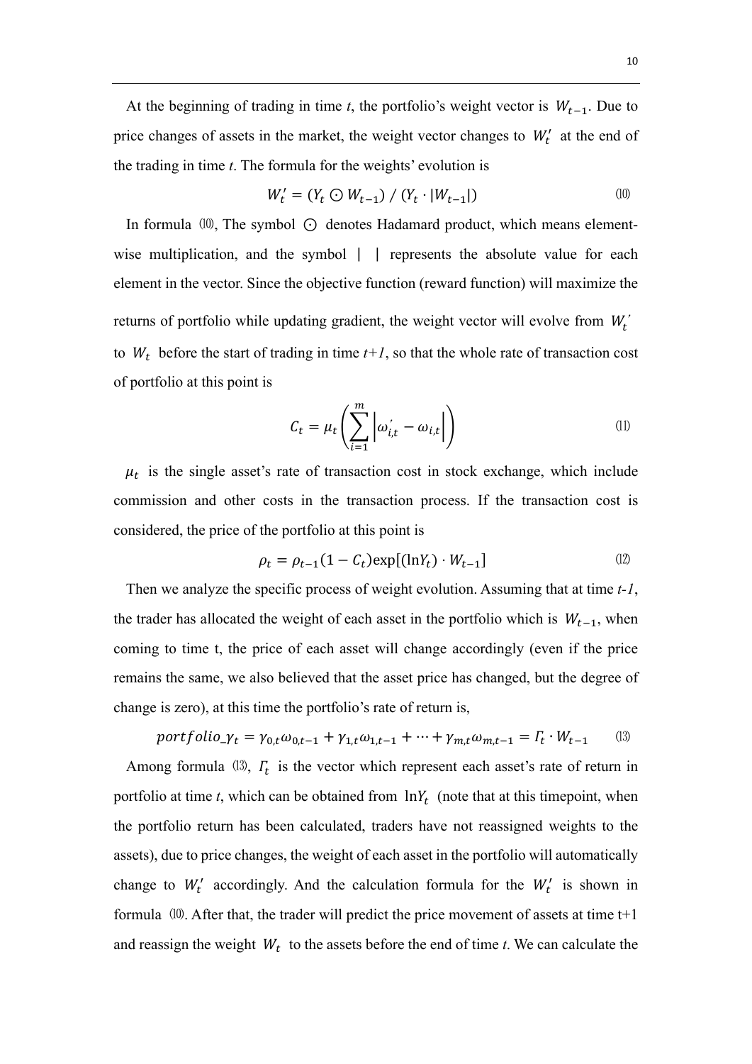At the beginning of trading in time *t*, the portfolio's weight vector is $W_{t-1}$. Due to price changes of assets in the market, the weight vector changes to $W_t'$ at the end of the trading in time *t*. The formula for the weights' evolution is

$$W_t' = (Y_t \odot W_{t-1}) \, / \, (Y_t \cdot |W_{t-1}|) \tag{10}$$

In formula (10), The symbol $\odot$ denotes Hadamard product, which means element-wise multiplication, and the symbol $|\ \ |$ represents the absolute value for each element in the vector. Since the objective function (reward function) will maximize the returns of portfolio while updating gradient, the weight vector will evolve from $W_t{}'$ to $W_t$ before the start of trading in time *t+1*, so that the whole rate of transaction cost of portfolio at this point is

$$C_t = \mu_t \left( \sum_{i=1}^{m} \left| \omega_{i,t}^{'} - \omega_{i,t} \right| \right) \tag{11}$$

$\mu_t$ is the single asset's rate of transaction cost in stock exchange, which include commission and other costs in the transaction process. If the transaction cost is considered, the price of the portfolio at this point is

$$\rho_t = \rho_{t-1}(1 - C_t)\exp[(\ln Y_t) \cdot W_{t-1}] \tag{12}$$

Then we analyze the specific process of weight evolution. Assuming that at time *t-1*, the trader has allocated the weight of each asset in the portfolio which is $W_{t-1}$, when coming to time t, the price of each asset will change accordingly (even if the price remains the same, we also believed that the asset price has changed, but the degree of change is zero), at this time the portfolio's rate of return is,

$$portfolio\_\gamma_t = \gamma_{0,t}\omega_{0,t-1} + \gamma_{1,t}\omega_{1,t-1} + \cdots + \gamma_{m,t}\omega_{m,t-1} = \Gamma_t \cdot W_{t-1} \tag{13}$$

Among formula (13), $\Gamma_t$ is the vector which represent each asset's rate of return in portfolio at time *t*, which can be obtained from $\ln Y_t$ (note that at this timepoint, when the portfolio return has been calculated, traders have not reassigned weights to the assets), due to price changes, the weight of each asset in the portfolio will automatically change to $W_t'$ accordingly. And the calculation formula for the $W_t'$ is shown in formula (10). After that, the trader will predict the price movement of assets at time t+1 and reassign the weight $W_t$ to the assets before the end of time *t*. We can calculate the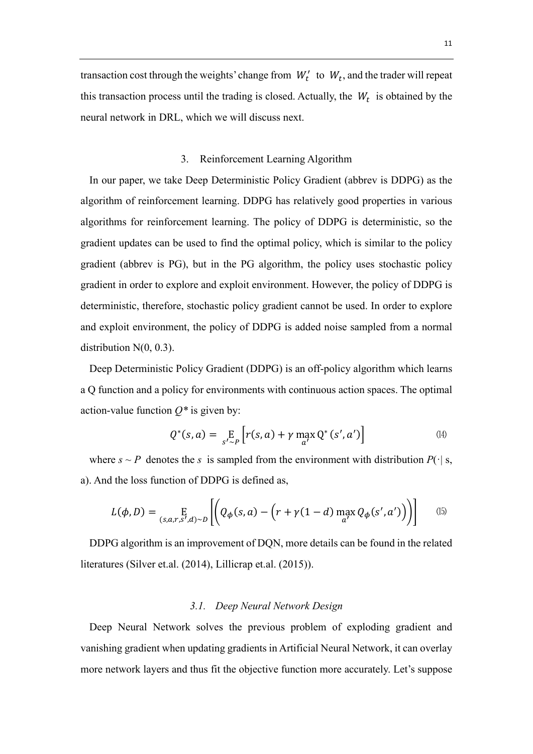transaction cost through the weights' change from $W_t'$ to $W_t$, and the trader will repeat this transaction process until the trading is closed. Actually, the $W_t$ is obtained by the neural network in DRL, which we will discuss next.

## 3. Reinforcement Learning Algorithm

In our paper, we take Deep Deterministic Policy Gradient (abbrev is DDPG) as the algorithm of reinforcement learning. DDPG has relatively good properties in various algorithms for reinforcement learning. The policy of DDPG is deterministic, so the gradient updates can be used to find the optimal policy, which is similar to the policy gradient (abbrev is PG), but in the PG algorithm, the policy uses stochastic policy gradient in order to explore and exploit environment. However, the policy of DDPG is deterministic, therefore, stochastic policy gradient cannot be used. In order to explore and exploit environment, the policy of DDPG is added noise sampled from a normal distribution N(0, 0.3).

Deep Deterministic Policy Gradient (DDPG) is an off-policy algorithm which learns a Q function and a policy for environments with continuous action spaces. The optimal action-value function $Q*$ is given by:

$$Q^*(s,a) = \underset{s' \sim P}{\mathrm{E}}\left[r(s,a) + \gamma \max_{a'} \mathrm{Q}^*(s',a')\right] \tag{14}$$

where $s \sim P$ denotes the $s$ is sampled from the environment with distribution $P(\cdot|$ s, a). And the loss function of DDPG is defined as,

$$L(\phi, D) = \underset{(s,a,r,s',d) \sim D}{\mathrm{E}}\left[\left(Q_\phi(s,a) - \left(r + \gamma(1-d)\max_{a'} Q_\phi(s',a')\right)\right)\right] \tag{15}$$

DDPG algorithm is an improvement of DQN, more details can be found in the related literatures (Silver et.al. (2014), Lillicrap et.al. (2015)).

### *3.1. Deep Neural Network Design*

Deep Neural Network solves the previous problem of exploding gradient and vanishing gradient when updating gradients in Artificial Neural Network, it can overlay more network layers and thus fit the objective function more accurately. Let's suppose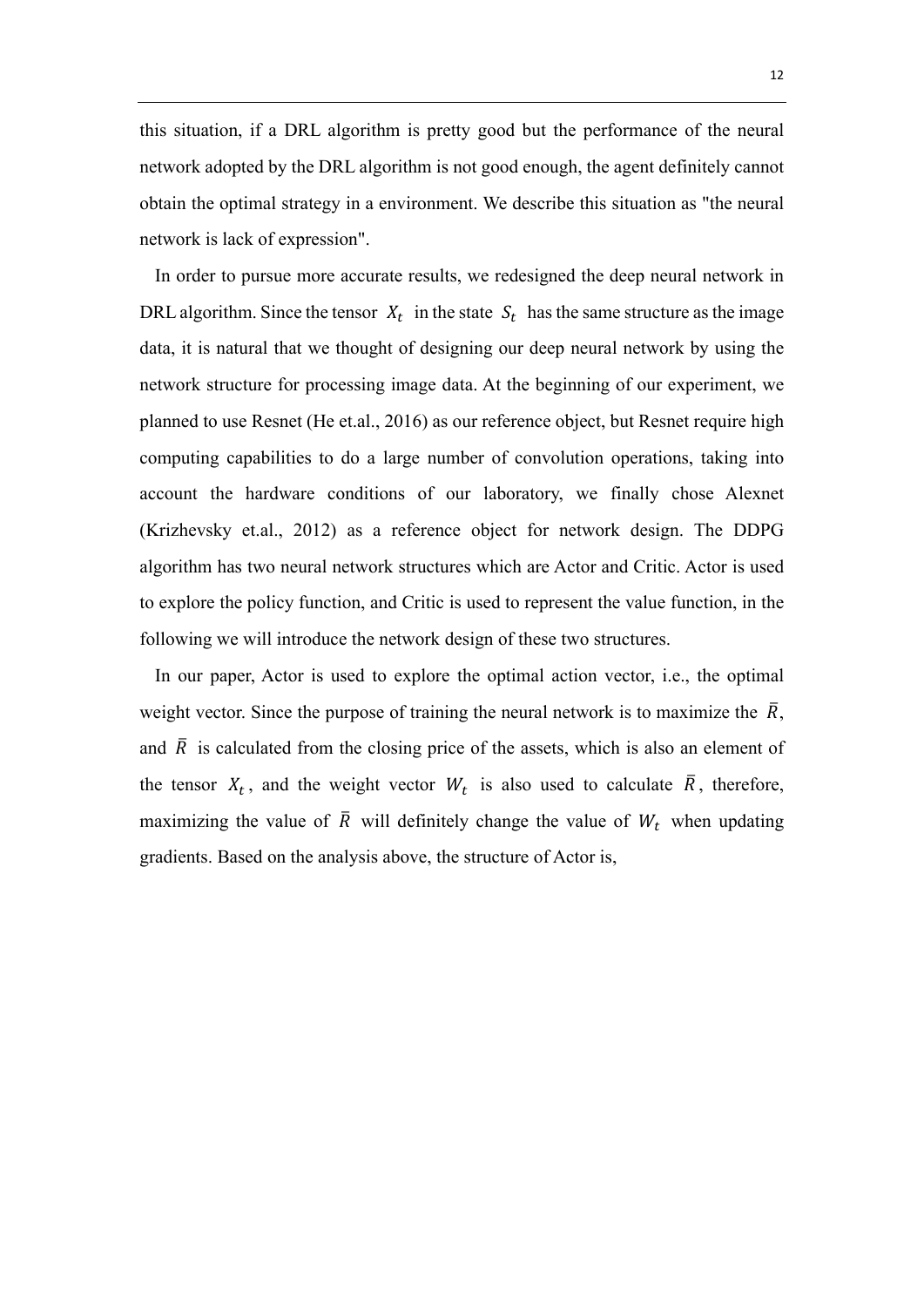this situation, if a DRL algorithm is pretty good but the performance of the neural network adopted by the DRL algorithm is not good enough, the agent definitely cannot obtain the optimal strategy in a environment. We describe this situation as "the neural network is lack of expression".

In order to pursue more accurate results, we redesigned the deep neural network in DRL algorithm. Since the tensor $X_t$ in the state $S_t$ has the same structure as the image data, it is natural that we thought of designing our deep neural network by using the network structure for processing image data. At the beginning of our experiment, we planned to use Resnet (He et.al., 2016) as our reference object, but Resnet require high computing capabilities to do a large number of convolution operations, taking into account the hardware conditions of our laboratory, we finally chose Alexnet (Krizhevsky et.al., 2012) as a reference object for network design. The DDPG algorithm has two neural network structures which are Actor and Critic. Actor is used to explore the policy function, and Critic is used to represent the value function, in the following we will introduce the network design of these two structures.

In our paper, Actor is used to explore the optimal action vector, i.e., the optimal weight vector. Since the purpose of training the neural network is to maximize the $\bar{R}$, and $\bar{R}$ is calculated from the closing price of the assets, which is also an element of the tensor $X_t$, and the weight vector $W_t$ is also used to calculate $\bar{R}$, therefore, maximizing the value of $\bar{R}$ will definitely change the value of $W_t$ when updating gradients. Based on the analysis above, the structure of Actor is,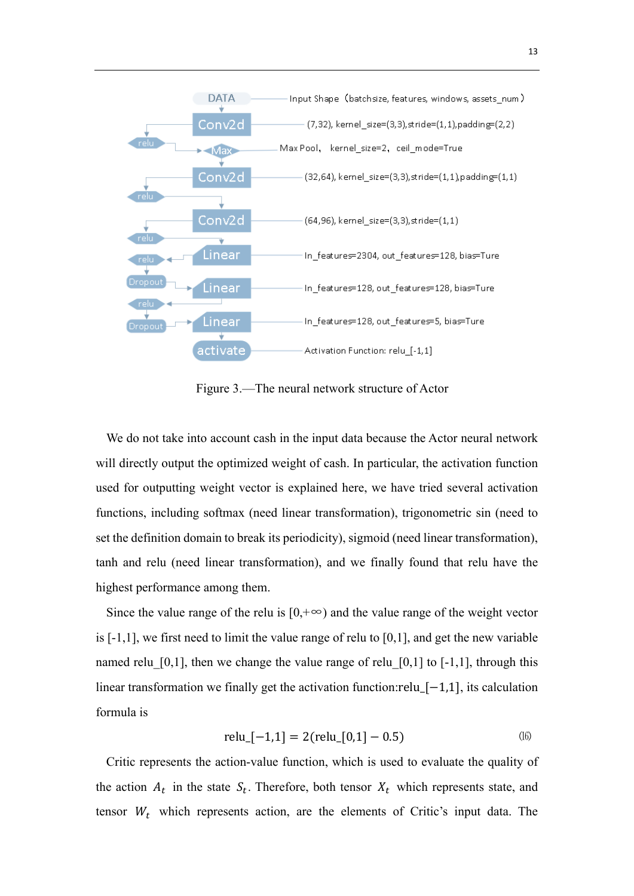DATA — Input Shape (batchsize, features, windows, assets_num)

Conv2d — (7,32), kernel_size=(3,3),stride=(1,1),padding=(2,2)

relu

Max — Max Pool, kernel_size=2, ceil_mode=True

Conv2d — (32,64), kernel_size=(3,3),stride=(1,1),padding=(1,1)

relu

Conv2d — (64,96), kernel_size=(3,3),stride=(1,1)

relu

Linear — In_features=2304, out_features=128, bias=Ture

relu

Dropout

Linear — In_features=128, out_features=128, bias=Ture

relu

Dropout

Linear — In_features=128, out_features=5, bias=Ture

activate — Activation Function: relu_[-1,1]

Figure 3.—The neural network structure of Actor

We do not take into account cash in the input data because the Actor neural network will directly output the optimized weight of cash. In particular, the activation function used for outputting weight vector is explained here, we have tried several activation functions, including softmax (need linear transformation), trigonometric sin (need to set the definition domain to break its periodicity), sigmoid (need linear transformation), tanh and relu (need linear transformation), and we finally found that relu have the highest performance among them.

Since the value range of the relu is $[0,+\infty)$ and the value range of the weight vector is $[-1,1]$, we first need to limit the value range of relu to $[0,1]$, and get the new variable named relu_[0,1], then we change the value range of relu_[0,1] to $[-1,1]$, through this linear transformation we finally get the activation function:relu_$[-1,1]$, its calculation formula is

$$\text{relu\_}[-1,1] = 2(\text{relu\_}[0,1] - 0.5) \tag{16}$$

Critic represents the action-value function, which is used to evaluate the quality of the action $A_t$ in the state $S_t$. Therefore, both tensor $X_t$ which represents state, and tensor $W_t$ which represents action, are the elements of Critic's input data. The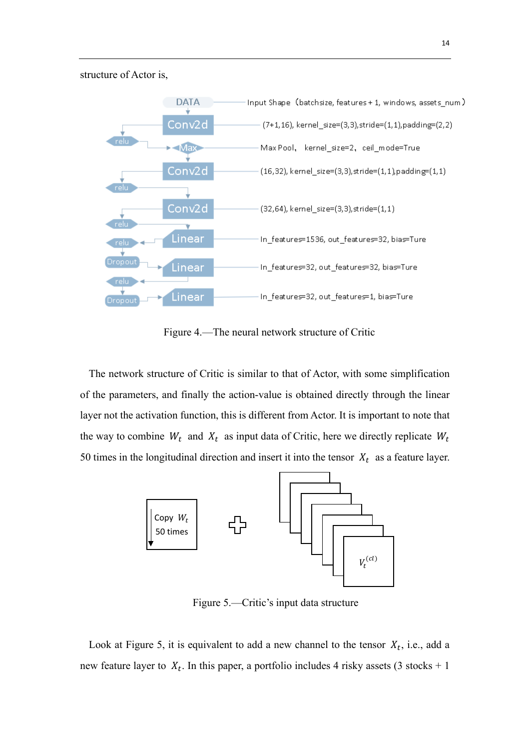structure of Actor is,

DATA — Input Shape（batchsize, features + 1, windows, assets_num）

Conv2d — (7+1,16), kernel_size=(3,3),stride=(1,1),padding=(2,2)

relu → Max — Max Pool, kernel_size=2, ceil_mode=True

Conv2d — (16,32), kernel_size=(3,3),stride=(1,1),padding=(1,1)

relu

Conv2d — (32,64), kernel_size=(3,3),stride=(1,1)

relu

Linear — In_features=1536, out_features=32, bias=Ture

relu

Dropout

Linear — In_features=32, out_features=32, bias=Ture

relu

Dropout

Linear — In_features=32, out_features=1, bias=Ture

Figure 4.—The neural network structure of Critic

The network structure of Critic is similar to that of Actor, with some simplification of the parameters, and finally the action-value is obtained directly through the linear layer not the activation function, this is different from Actor. It is important to note that the way to combine $W_t$ and $X_t$ as input data of Critic, here we directly replicate $W_t$ 50 times in the longitudinal direction and insert it into the tensor $X_t$ as a feature layer.

Copy $W_t$ 50 times + $V_t^{(cl)}$

Figure 5.—Critic's input data structure

Look at Figure 5, it is equivalent to add a new channel to the tensor $X_t$, i.e., add a new feature layer to $X_t$. In this paper, a portfolio includes 4 risky assets (3 stocks + 1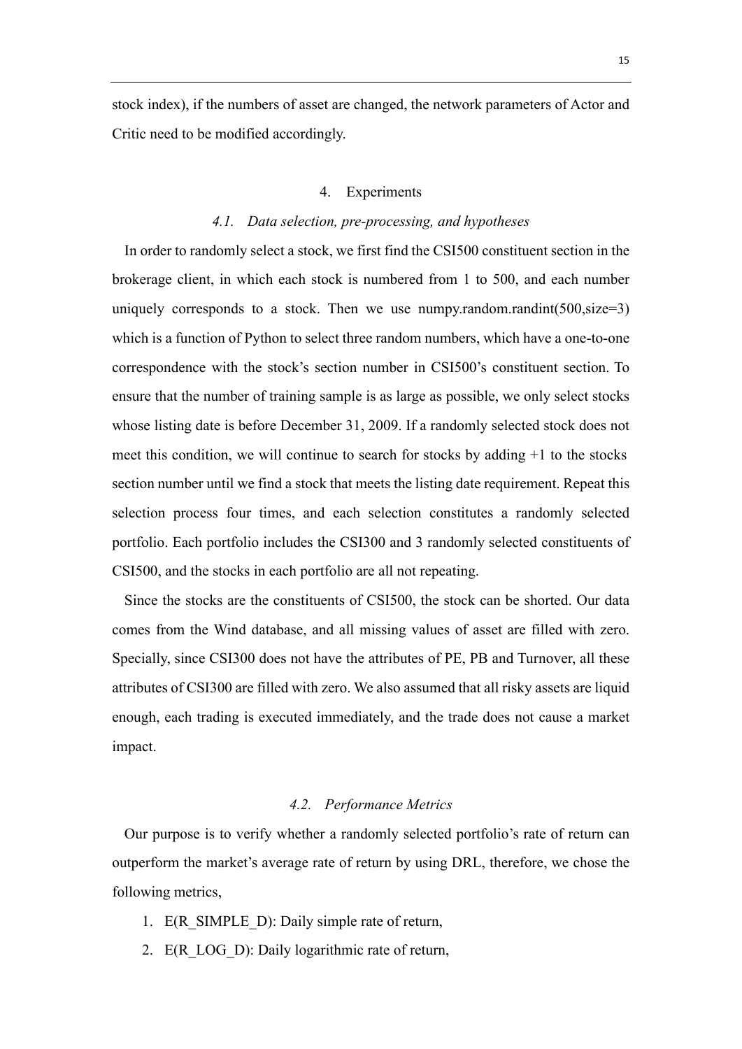stock index), if the numbers of asset are changed, the network parameters of Actor and Critic need to be modified accordingly.

## 4. Experiments

### *4.1. Data selection, pre-processing, and hypotheses*

In order to randomly select a stock, we first find the CSI500 constituent section in the brokerage client, in which each stock is numbered from 1 to 500, and each number uniquely corresponds to a stock. Then we use numpy.random.randint(500,size=3) which is a function of Python to select three random numbers, which have a one-to-one correspondence with the stock's section number in CSI500's constituent section. To ensure that the number of training sample is as large as possible, we only select stocks whose listing date is before December 31, 2009. If a randomly selected stock does not meet this condition, we will continue to search for stocks by adding +1 to the stocks section number until we find a stock that meets the listing date requirement. Repeat this selection process four times, and each selection constitutes a randomly selected portfolio. Each portfolio includes the CSI300 and 3 randomly selected constituents of CSI500, and the stocks in each portfolio are all not repeating.

Since the stocks are the constituents of CSI500, the stock can be shorted. Our data comes from the Wind database, and all missing values of asset are filled with zero. Specially, since CSI300 does not have the attributes of PE, PB and Turnover, all these attributes of CSI300 are filled with zero. We also assumed that all risky assets are liquid enough, each trading is executed immediately, and the trade does not cause a market impact.

### *4.2. Performance Metrics*

Our purpose is to verify whether a randomly selected portfolio's rate of return can outperform the market's average rate of return by using DRL, therefore, we chose the following metrics,

1. E(R_SIMPLE_D): Daily simple rate of return,
2. E(R_LOG_D): Daily logarithmic rate of return,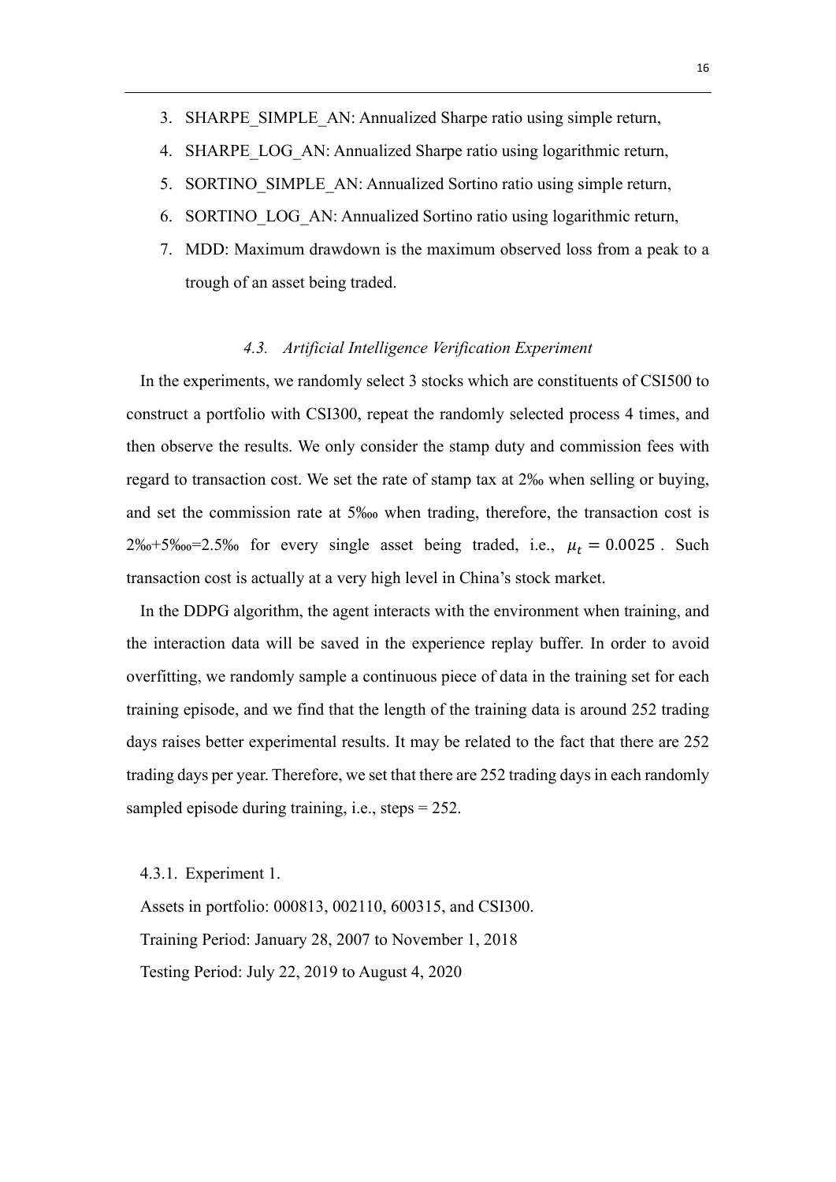3. SHARPE_SIMPLE_AN: Annualized Sharpe ratio using simple return,
4. SHARPE_LOG_AN: Annualized Sharpe ratio using logarithmic return,
5. SORTINO_SIMPLE_AN: Annualized Sortino ratio using simple return,
6. SORTINO_LOG_AN: Annualized Sortino ratio using logarithmic return,
7. MDD: Maximum drawdown is the maximum observed loss from a peak to a trough of an asset being traded.

### *4.3. Artificial Intelligence Verification Experiment*

In the experiments, we randomly select 3 stocks which are constituents of CSI500 to construct a portfolio with CSI300, repeat the randomly selected process 4 times, and then observe the results. We only consider the stamp duty and commission fees with regard to transaction cost. We set the rate of stamp tax at 2‰ when selling or buying, and set the commission rate at 5‱ when trading, therefore, the transaction cost is 2‰+5‱=2.5‰ for every single asset being traded, i.e., $\mu_t = 0.0025$. Such transaction cost is actually at a very high level in China's stock market.

In the DDPG algorithm, the agent interacts with the environment when training, and the interaction data will be saved in the experience replay buffer. In order to avoid overfitting, we randomly sample a continuous piece of data in the training set for each training episode, and we find that the length of the training data is around 252 trading days raises better experimental results. It may be related to the fact that there are 252 trading days per year. Therefore, we set that there are 252 trading days in each randomly sampled episode during training, i.e., steps = 252.

#### 4.3.1. Experiment 1.

Assets in portfolio: 000813, 002110, 600315, and CSI300.

Training Period: January 28, 2007 to November 1, 2018

Testing Period: July 22, 2019 to August 4, 2020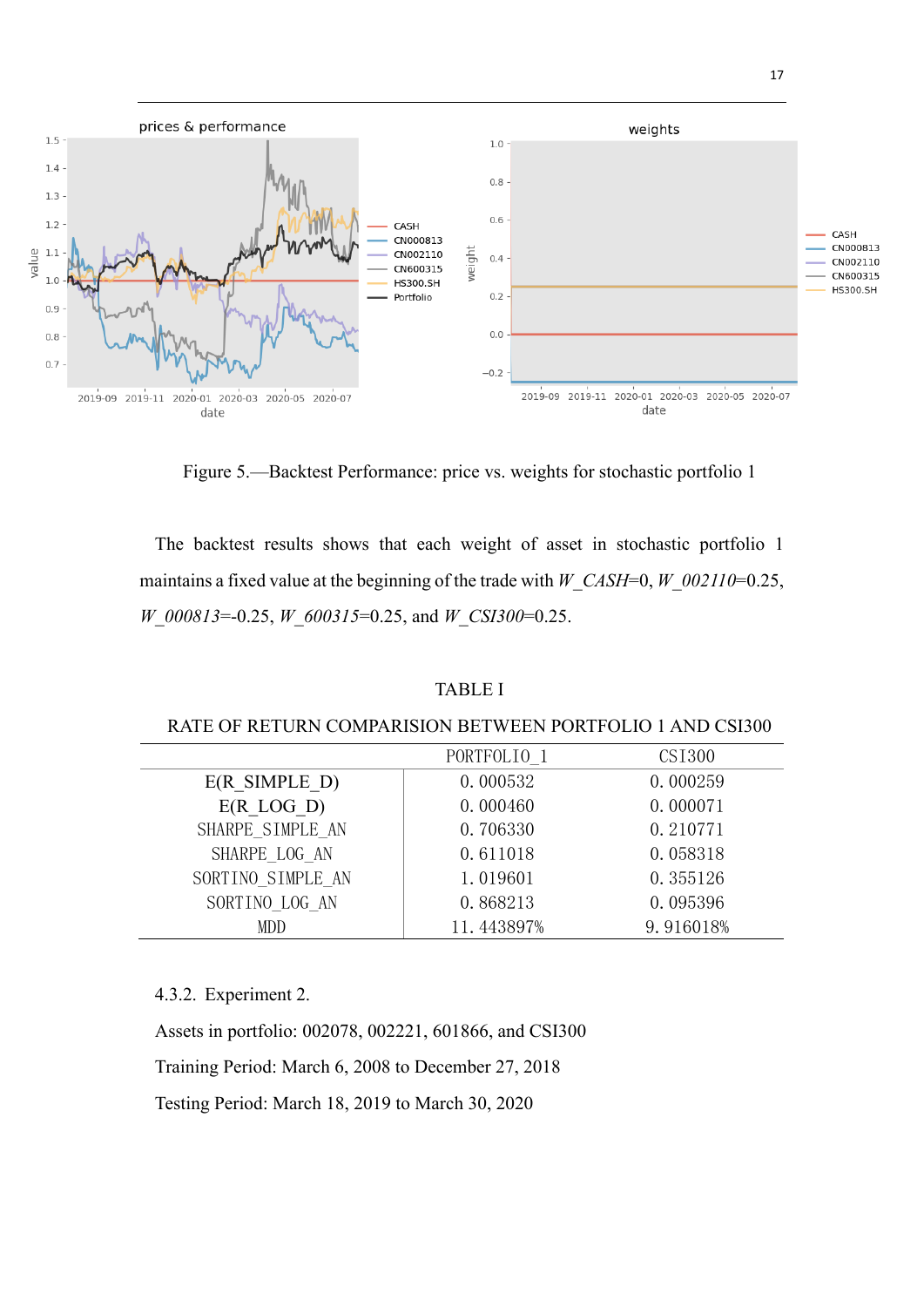Figure 5.—Backtest Performance: price vs. weights for stochastic portfolio 1

The backtest results shows that each weight of asset in stochastic portfolio 1 maintains a fixed value at the beginning of the trade with *W_CASH*=0, *W_002110*=0.25, *W_000813*=-0.25, *W_600315*=0.25, and *W_CSI300*=0.25.

TABLE I

RATE OF RETURN COMPARISION BETWEEN PORTFOLIO 1 AND CSI300

| | PORTFOLIO_1 | CSI300 |
|---|---|---|
| E(R_SIMPLE_D) | 0.000532 | 0.000259 |
| E(R_LOG_D) | 0.000460 | 0.000071 |
| SHARPE_SIMPLE_AN | 0.706330 | 0.210771 |
| SHARPE_LOG_AN | 0.611018 | 0.058318 |
| SORTINO_SIMPLE_AN | 1.019601 | 0.355126 |
| SORTINO_LOG_AN | 0.868213 | 0.095396 |
| MDD | 11.443897% | 9.916018% |

4.3.2. Experiment 2.

Assets in portfolio: 002078, 002221, 601866, and CSI300

Training Period: March 6, 2008 to December 27, 2018

Testing Period: March 18, 2019 to March 30, 2020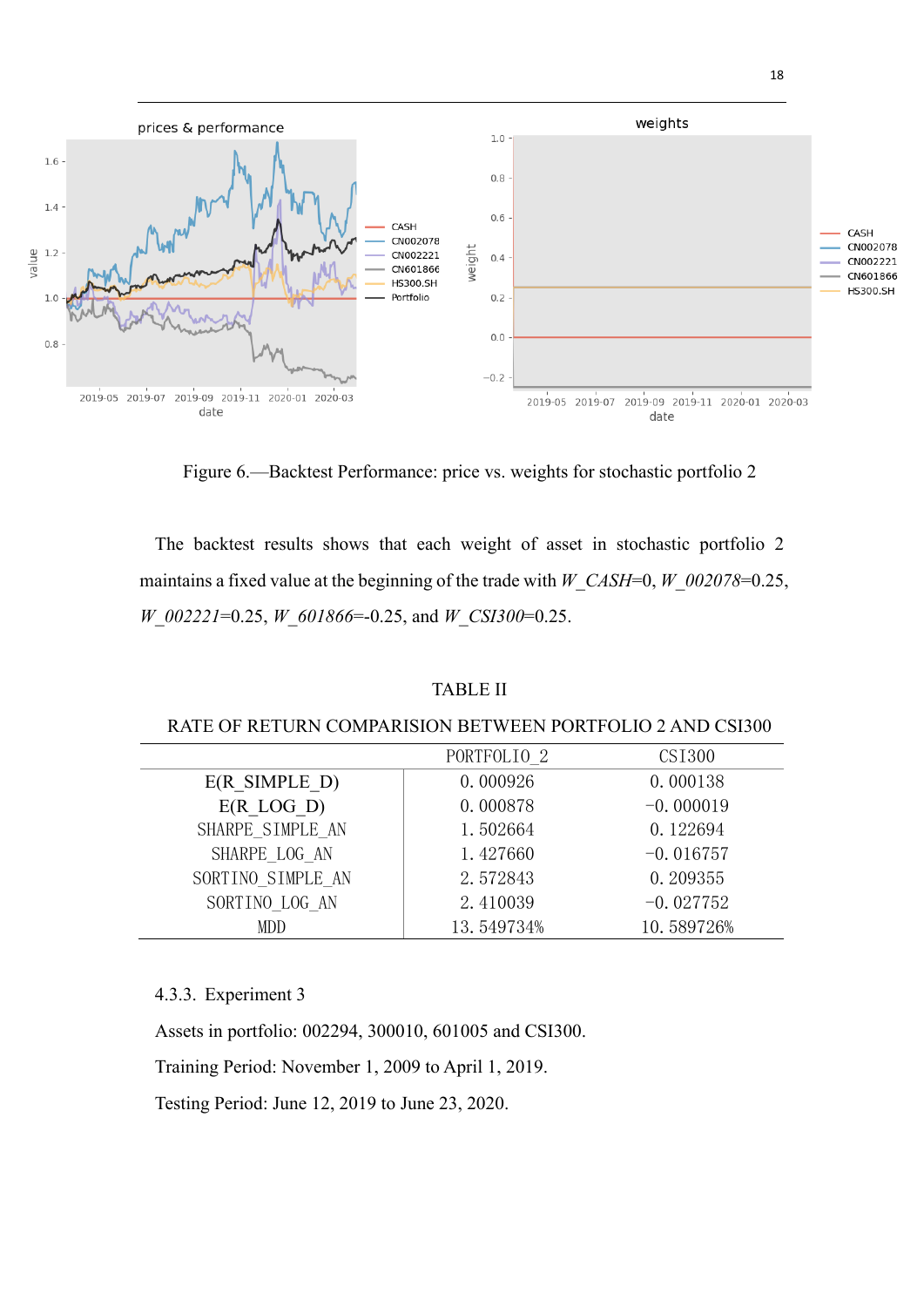Figure 6.—Backtest Performance: price vs. weights for stochastic portfolio 2

The backtest results shows that each weight of asset in stochastic portfolio 2 maintains a fixed value at the beginning of the trade with *W_CASH*=0, *W_002078*=0.25, *W_002221*=0.25, *W_601866*=-0.25, and *W_CSI300*=0.25.

TABLE II

RATE OF RETURN COMPARISION BETWEEN PORTFOLIO 2 AND CSI300

| | PORTFOLIO_2 | CSI300 |
|---|---|---|
| E(R_SIMPLE_D) | 0.000926 | 0.000138 |
| E(R_LOG_D) | 0.000878 | −0.000019 |
| SHARPE_SIMPLE_AN | 1.502664 | 0.122694 |
| SHARPE_LOG_AN | 1.427660 | −0.016757 |
| SORTINO_SIMPLE_AN | 2.572843 | 0.209355 |
| SORTINO_LOG_AN | 2.410039 | −0.027752 |
| MDD | 13.549734% | 10.589726% |

4.3.3. Experiment 3

Assets in portfolio: 002294, 300010, 601005 and CSI300.

Training Period: November 1, 2009 to April 1, 2019.

Testing Period: June 12, 2019 to June 23, 2020.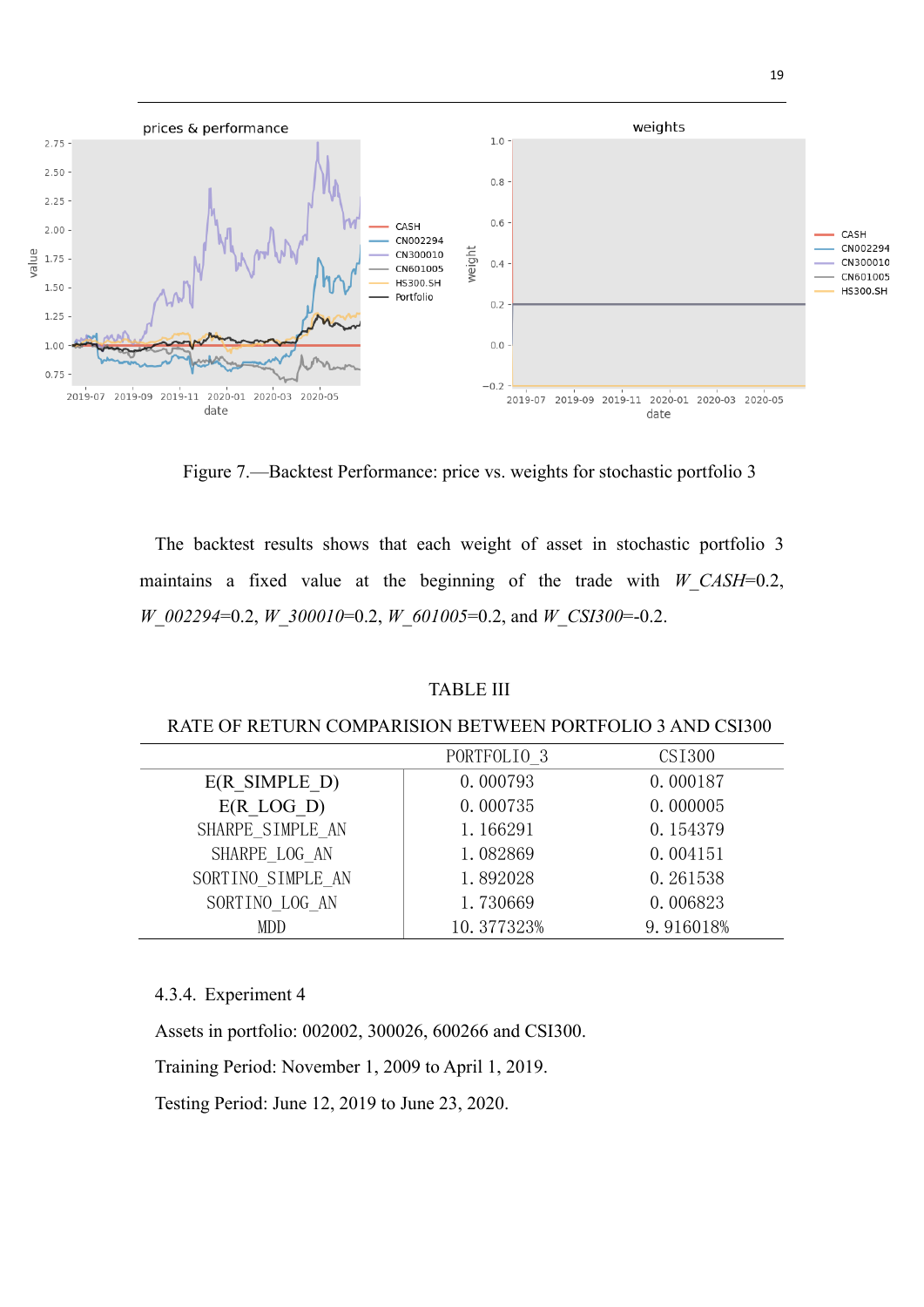Figure 7.—Backtest Performance: price vs. weights for stochastic portfolio 3

The backtest results shows that each weight of asset in stochastic portfolio 3 maintains a fixed value at the beginning of the trade with *W_CASH*=0.2, *W_002294*=0.2, *W_300010*=0.2, *W_601005*=0.2, and *W_CSI300*=-0.2.

TABLE III

RATE OF RETURN COMPARISION BETWEEN PORTFOLIO 3 AND CSI300

| | PORTFOLIO_3 | CSI300 |
|---|---|---|
| E(R_SIMPLE_D) | 0.000793 | 0.000187 |
| E(R_LOG_D) | 0.000735 | 0.000005 |
| SHARPE_SIMPLE_AN | 1.166291 | 0.154379 |
| SHARPE_LOG_AN | 1.082869 | 0.004151 |
| SORTINO_SIMPLE_AN | 1.892028 | 0.261538 |
| SORTINO_LOG_AN | 1.730669 | 0.006823 |
| MDD | 10.377323% | 9.916018% |

4.3.4. Experiment 4

Assets in portfolio: 002002, 300026, 600266 and CSI300.

Training Period: November 1, 2009 to April 1, 2019.

Testing Period: June 12, 2019 to June 23, 2020.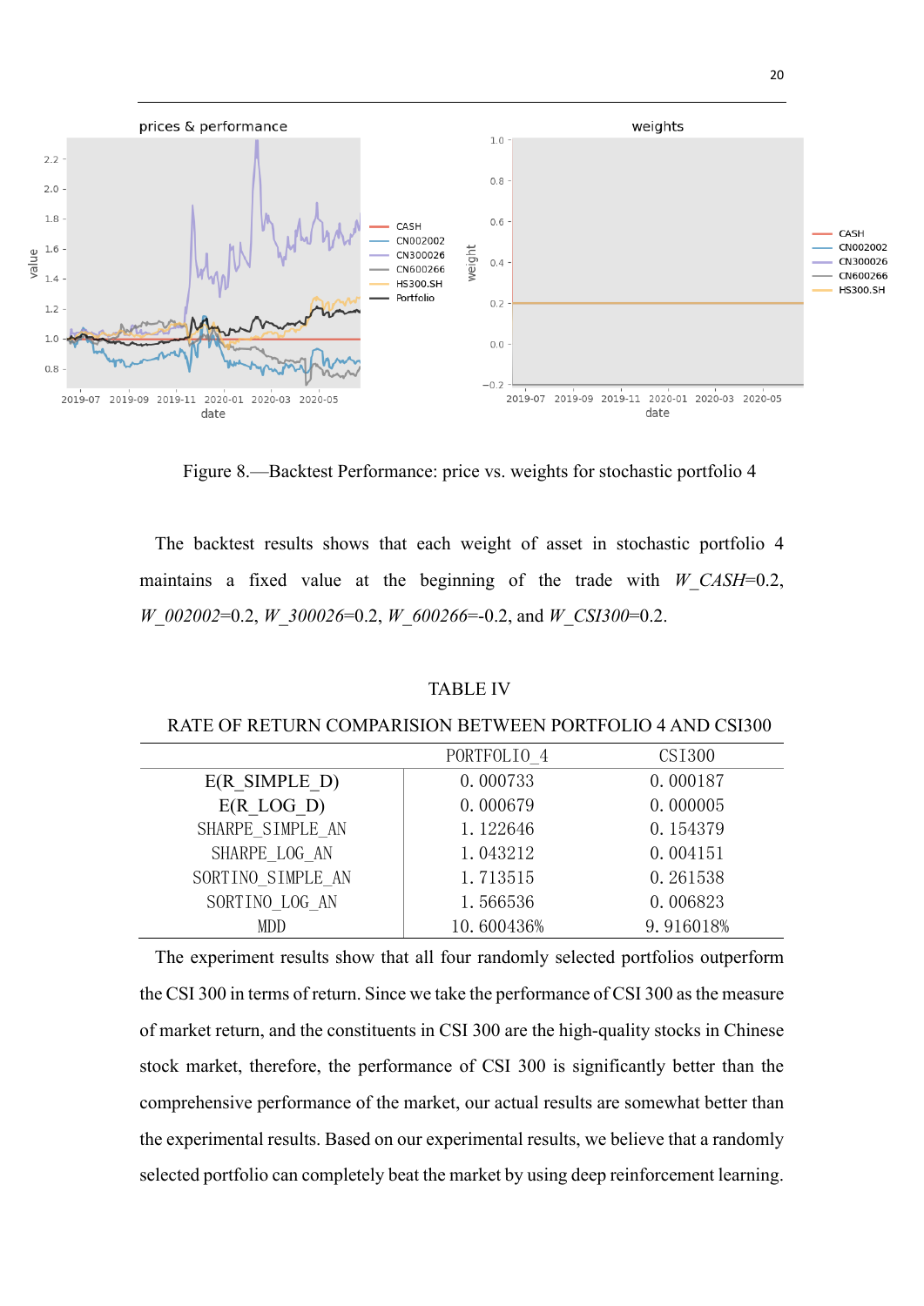Figure 8.—Backtest Performance: price vs. weights for stochastic portfolio 4

The backtest results shows that each weight of asset in stochastic portfolio 4 maintains a fixed value at the beginning of the trade with *W_CASH*=0.2, *W_002002*=0.2, *W_300026*=0.2, *W_600266*=-0.2, and *W_CSI300*=0.2.

TABLE IV

RATE OF RETURN COMPARISION BETWEEN PORTFOLIO 4 AND CSI300

| | PORTFOLIO_4 | CSI300 |
|---|---|---|
| E(R_SIMPLE_D) | 0.000733 | 0.000187 |
| E(R_LOG_D) | 0.000679 | 0.000005 |
| SHARPE_SIMPLE_AN | 1.122646 | 0.154379 |
| SHARPE_LOG_AN | 1.043212 | 0.004151 |
| SORTINO_SIMPLE_AN | 1.713515 | 0.261538 |
| SORTINO_LOG_AN | 1.566536 | 0.006823 |
| MDD | 10.600436% | 9.916018% |

The experiment results show that all four randomly selected portfolios outperform the CSI 300 in terms of return. Since we take the performance of CSI 300 as the measure of market return, and the constituents in CSI 300 are the high-quality stocks in Chinese stock market, therefore, the performance of CSI 300 is significantly better than the comprehensive performance of the market, our actual results are somewhat better than the experimental results. Based on our experimental results, we believe that a randomly selected portfolio can completely beat the market by using deep reinforcement learning.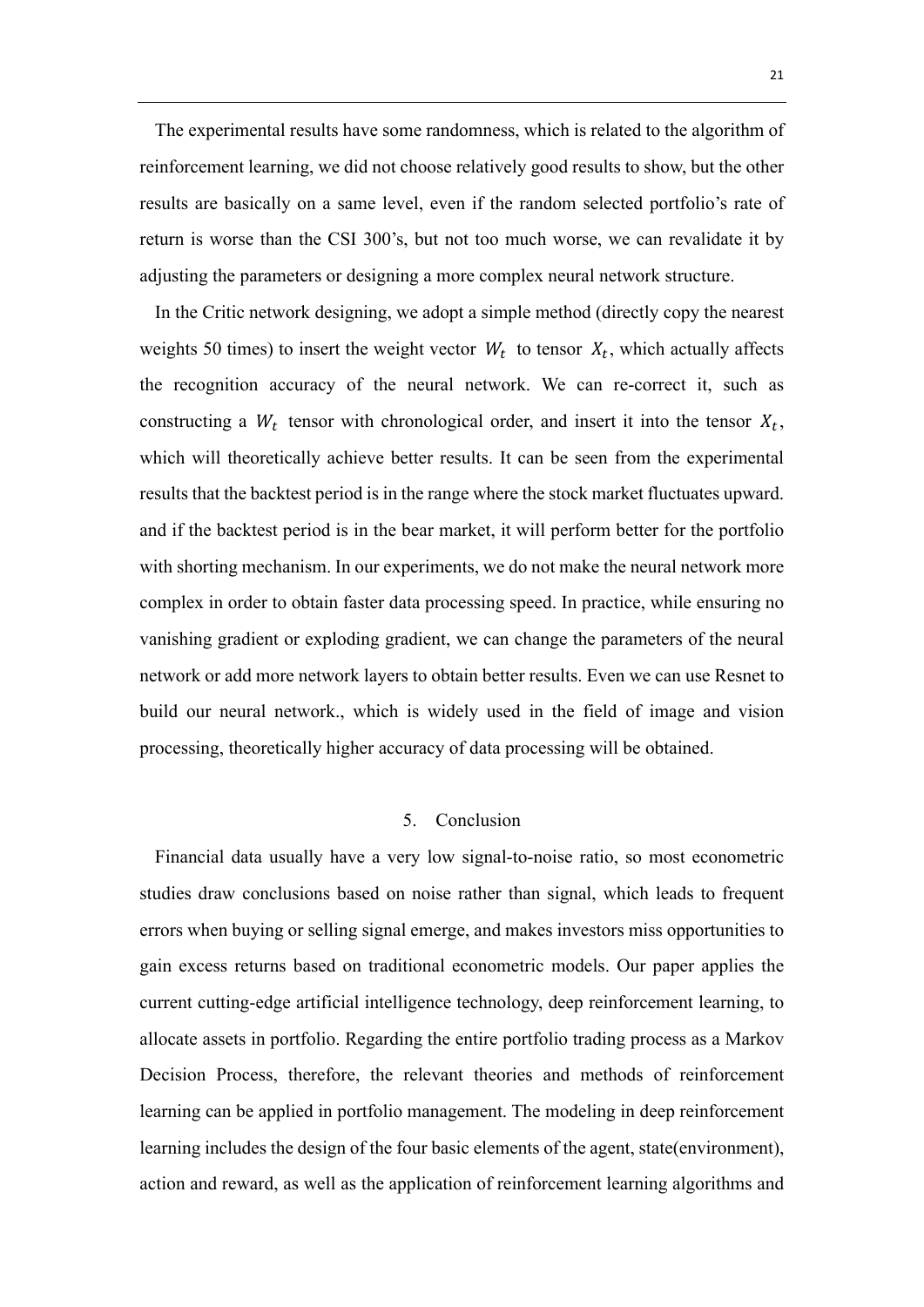The experimental results have some randomness, which is related to the algorithm of reinforcement learning, we did not choose relatively good results to show, but the other results are basically on a same level, even if the random selected portfolio's rate of return is worse than the CSI 300's, but not too much worse, we can revalidate it by adjusting the parameters or designing a more complex neural network structure.

In the Critic network designing, we adopt a simple method (directly copy the nearest weights 50 times) to insert the weight vector $W_t$ to tensor $X_t$, which actually affects the recognition accuracy of the neural network. We can re-correct it, such as constructing a $W_t$ tensor with chronological order, and insert it into the tensor $X_t$, which will theoretically achieve better results. It can be seen from the experimental results that the backtest period is in the range where the stock market fluctuates upward. and if the backtest period is in the bear market, it will perform better for the portfolio with shorting mechanism. In our experiments, we do not make the neural network more complex in order to obtain faster data processing speed. In practice, while ensuring no vanishing gradient or exploding gradient, we can change the parameters of the neural network or add more network layers to obtain better results. Even we can use Resnet to build our neural network., which is widely used in the field of image and vision processing, theoretically higher accuracy of data processing will be obtained.

## 5. Conclusion

Financial data usually have a very low signal-to-noise ratio, so most econometric studies draw conclusions based on noise rather than signal, which leads to frequent errors when buying or selling signal emerge, and makes investors miss opportunities to gain excess returns based on traditional econometric models. Our paper applies the current cutting-edge artificial intelligence technology, deep reinforcement learning, to allocate assets in portfolio. Regarding the entire portfolio trading process as a Markov Decision Process, therefore, the relevant theories and methods of reinforcement learning can be applied in portfolio management. The modeling in deep reinforcement learning includes the design of the four basic elements of the agent, state(environment), action and reward, as well as the application of reinforcement learning algorithms and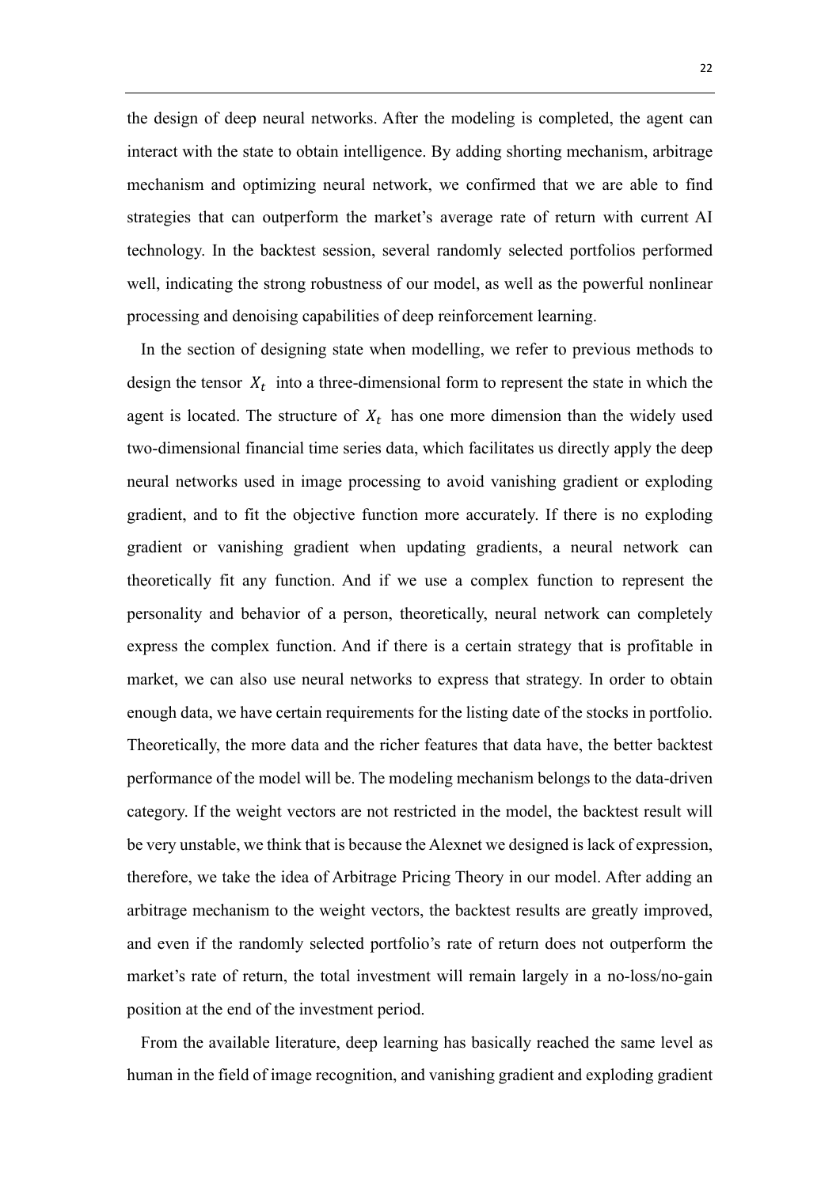the design of deep neural networks. After the modeling is completed, the agent can interact with the state to obtain intelligence. By adding shorting mechanism, arbitrage mechanism and optimizing neural network, we confirmed that we are able to find strategies that can outperform the market's average rate of return with current AI technology. In the backtest session, several randomly selected portfolios performed well, indicating the strong robustness of our model, as well as the powerful nonlinear processing and denoising capabilities of deep reinforcement learning.

In the section of designing state when modelling, we refer to previous methods to design the tensor $X_t$ into a three-dimensional form to represent the state in which the agent is located. The structure of $X_t$ has one more dimension than the widely used two-dimensional financial time series data, which facilitates us directly apply the deep neural networks used in image processing to avoid vanishing gradient or exploding gradient, and to fit the objective function more accurately. If there is no exploding gradient or vanishing gradient when updating gradients, a neural network can theoretically fit any function. And if we use a complex function to represent the personality and behavior of a person, theoretically, neural network can completely express the complex function. And if there is a certain strategy that is profitable in market, we can also use neural networks to express that strategy. In order to obtain enough data, we have certain requirements for the listing date of the stocks in portfolio. Theoretically, the more data and the richer features that data have, the better backtest performance of the model will be. The modeling mechanism belongs to the data-driven category. If the weight vectors are not restricted in the model, the backtest result will be very unstable, we think that is because the Alexnet we designed is lack of expression, therefore, we take the idea of Arbitrage Pricing Theory in our model. After adding an arbitrage mechanism to the weight vectors, the backtest results are greatly improved, and even if the randomly selected portfolio's rate of return does not outperform the market's rate of return, the total investment will remain largely in a no-loss/no-gain position at the end of the investment period.

From the available literature, deep learning has basically reached the same level as human in the field of image recognition, and vanishing gradient and exploding gradient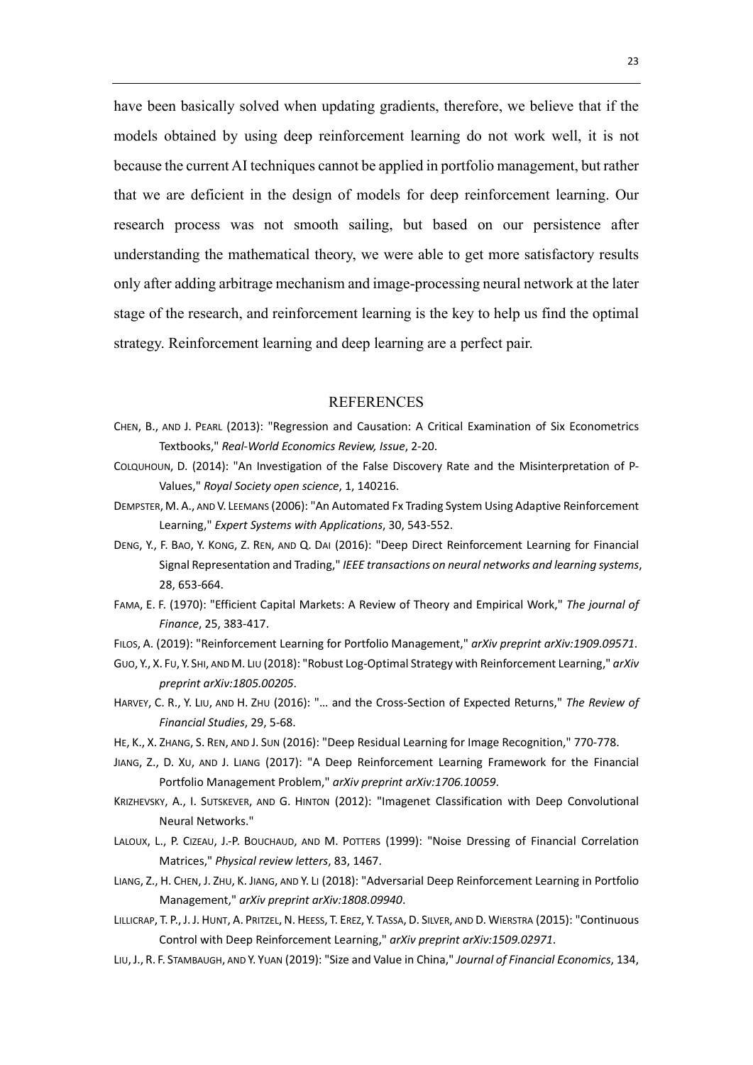have been basically solved when updating gradients, therefore, we believe that if the models obtained by using deep reinforcement learning do not work well, it is not because the current AI techniques cannot be applied in portfolio management, but rather that we are deficient in the design of models for deep reinforcement learning. Our research process was not smooth sailing, but based on our persistence after understanding the mathematical theory, we were able to get more satisfactory results only after adding arbitrage mechanism and image-processing neural network at the later stage of the research, and reinforcement learning is the key to help us find the optimal strategy. Reinforcement learning and deep learning are a perfect pair.

## REFERENCES

CHEN, B., AND J. PEARL (2013): "Regression and Causation: A Critical Examination of Six Econometrics Textbooks," *Real-World Economics Review, Issue*, 2-20.

COLQUHOUN, D. (2014): "An Investigation of the False Discovery Rate and the Misinterpretation of P-Values," *Royal Society open science*, 1, 140216.

DEMPSTER, M. A., AND V. LEEMANS (2006): "An Automated Fx Trading System Using Adaptive Reinforcement Learning," *Expert Systems with Applications*, 30, 543-552.

DENG, Y., F. BAO, Y. KONG, Z. REN, AND Q. DAI (2016): "Deep Direct Reinforcement Learning for Financial Signal Representation and Trading," *IEEE transactions on neural networks and learning systems*, 28, 653-664.

FAMA, E. F. (1970): "Efficient Capital Markets: A Review of Theory and Empirical Work," *The journal of Finance*, 25, 383-417.

FILOS, A. (2019): "Reinforcement Learning for Portfolio Management," *arXiv preprint arXiv:1909.09571*.

GUO, Y., X. FU, Y. SHI, AND M. LIU (2018): "Robust Log-Optimal Strategy with Reinforcement Learning," *arXiv preprint arXiv:1805.00205*.

HARVEY, C. R., Y. LIU, AND H. ZHU (2016): "… and the Cross-Section of Expected Returns," *The Review of Financial Studies*, 29, 5-68.

HE, K., X. ZHANG, S. REN, AND J. SUN (2016): "Deep Residual Learning for Image Recognition," 770-778.

JIANG, Z., D. XU, AND J. LIANG (2017): "A Deep Reinforcement Learning Framework for the Financial Portfolio Management Problem," *arXiv preprint arXiv:1706.10059*.

KRIZHEVSKY, A., I. SUTSKEVER, AND G. HINTON (2012): "Imagenet Classification with Deep Convolutional Neural Networks."

LALOUX, L., P. CIZEAU, J.-P. BOUCHAUD, AND M. POTTERS (1999): "Noise Dressing of Financial Correlation Matrices," *Physical review letters*, 83, 1467.

LIANG, Z., H. CHEN, J. ZHU, K. JIANG, AND Y. LI (2018): "Adversarial Deep Reinforcement Learning in Portfolio Management," *arXiv preprint arXiv:1808.09940*.

LILLICRAP, T. P., J. J. HUNT, A. PRITZEL, N. HEESS, T. EREZ, Y. TASSA, D. SILVER, AND D. WIERSTRA (2015): "Continuous Control with Deep Reinforcement Learning," *arXiv preprint arXiv:1509.02971*.

LIU, J., R. F. STAMBAUGH, AND Y. YUAN (2019): "Size and Value in China," *Journal of Financial Economics*, 134,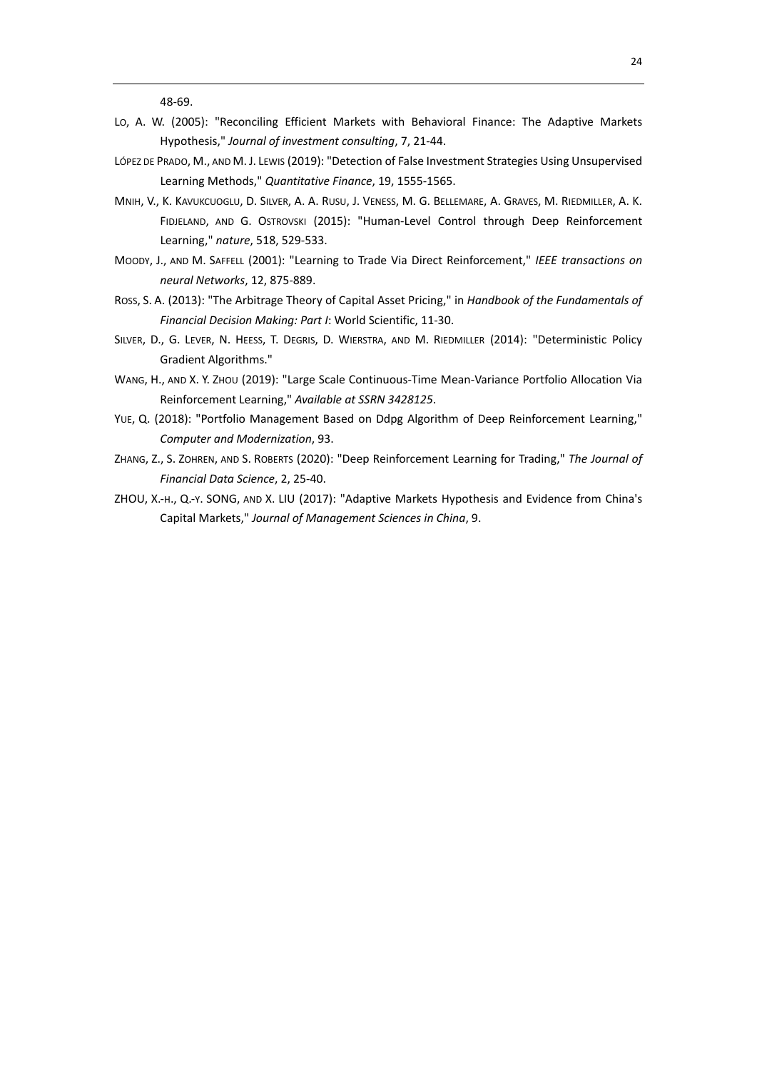48-69.

LO, A. W. (2005): "Reconciling Efficient Markets with Behavioral Finance: The Adaptive Markets Hypothesis," *Journal of investment consulting*, 7, 21-44.

LÓPEZ DE PRADO, M., AND M. J. LEWIS (2019): "Detection of False Investment Strategies Using Unsupervised Learning Methods," *Quantitative Finance*, 19, 1555-1565.

MNIH, V., K. KAVUKCUOGLU, D. SILVER, A. A. RUSU, J. VENESS, M. G. BELLEMARE, A. GRAVES, M. RIEDMILLER, A. K. FIDJELAND, AND G. OSTROVSKI (2015): "Human-Level Control through Deep Reinforcement Learning," *nature*, 518, 529-533.

MOODY, J., AND M. SAFFELL (2001): "Learning to Trade Via Direct Reinforcement," *IEEE transactions on neural Networks*, 12, 875-889.

ROSS, S. A. (2013): "The Arbitrage Theory of Capital Asset Pricing," in *Handbook of the Fundamentals of Financial Decision Making: Part I*: World Scientific, 11-30.

SILVER, D., G. LEVER, N. HEESS, T. DEGRIS, D. WIERSTRA, AND M. RIEDMILLER (2014): "Deterministic Policy Gradient Algorithms."

WANG, H., AND X. Y. ZHOU (2019): "Large Scale Continuous-Time Mean-Variance Portfolio Allocation Via Reinforcement Learning," *Available at SSRN 3428125*.

YUE, Q. (2018): "Portfolio Management Based on Ddpg Algorithm of Deep Reinforcement Learning," *Computer and Modernization*, 93.

ZHANG, Z., S. ZOHREN, AND S. ROBERTS (2020): "Deep Reinforcement Learning for Trading," *The Journal of Financial Data Science*, 2, 25-40.

ZHOU, X.-H., Q.-Y. SONG, AND X. LIU (2017): "Adaptive Markets Hypothesis and Evidence from China's Capital Markets," *Journal of Management Sciences in China*, 9.